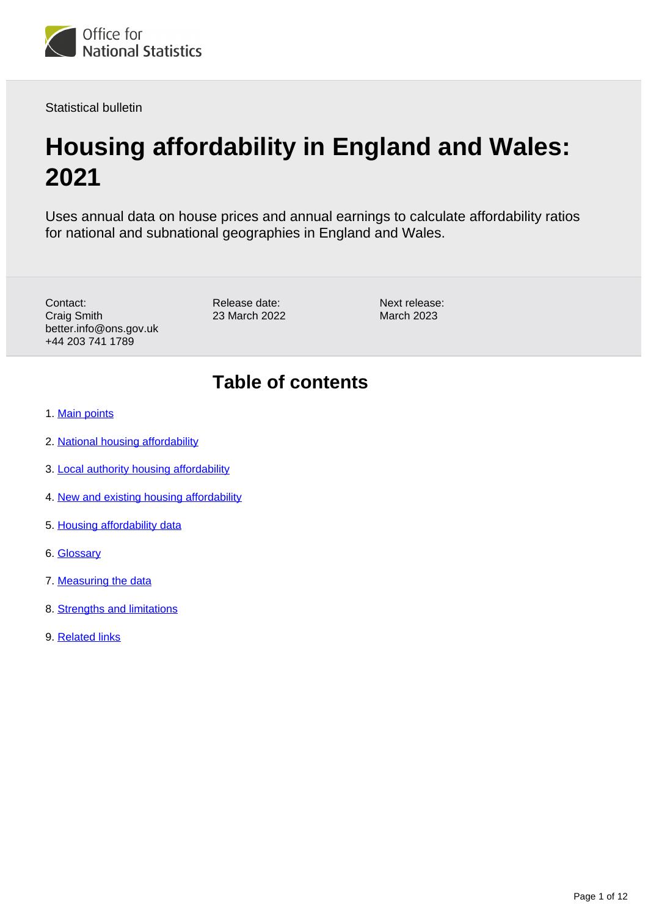Office for National Statistics

Statistical bulletin

# Housing affordability in England and Wales: 2021

Uses annual data on house prices and annual earnings to calculate affordability ratios for national and subnational geographies in England and Wales.

Contact:
Craig Smith
better.info@ons.gov.uk
+44 203 741 1789

Release date:
23 March 2022

Next release:
March 2023

## Table of contents

1. Main points
2. National housing affordability
3. Local authority housing affordability
4. New and existing housing affordability
5. Housing affordability data
6. Glossary
7. Measuring the data
8. Strengths and limitations
9. Related links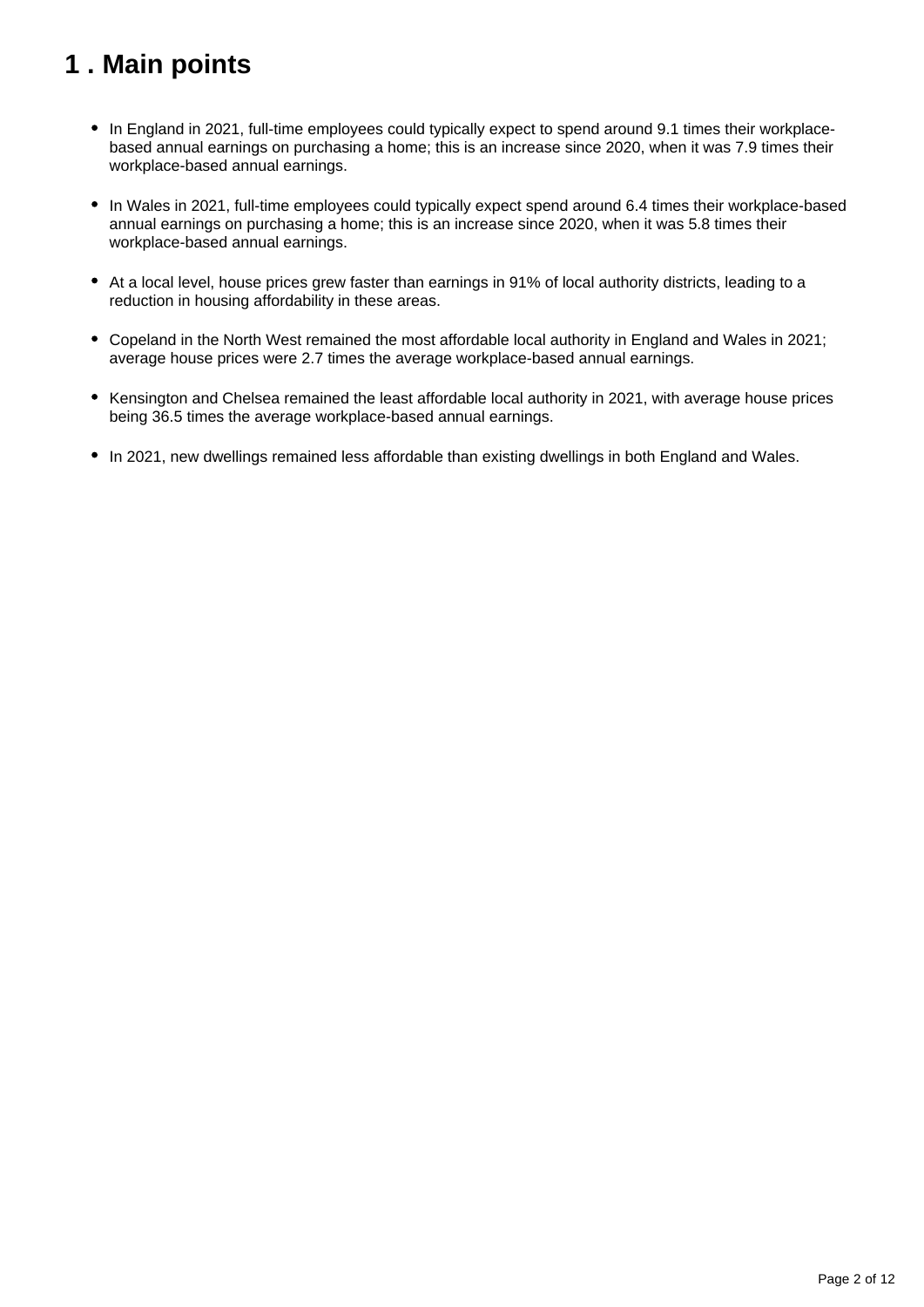# 1 . Main points

- In England in 2021, full-time employees could typically expect to spend around 9.1 times their workplace-based annual earnings on purchasing a home; this is an increase since 2020, when it was 7.9 times their workplace-based annual earnings.

- In Wales in 2021, full-time employees could typically expect spend around 6.4 times their workplace-based annual earnings on purchasing a home; this is an increase since 2020, when it was 5.8 times their workplace-based annual earnings.

- At a local level, house prices grew faster than earnings in 91% of local authority districts, leading to a reduction in housing affordability in these areas.

- Copeland in the North West remained the most affordable local authority in England and Wales in 2021; average house prices were 2.7 times the average workplace-based annual earnings.

- Kensington and Chelsea remained the least affordable local authority in 2021, with average house prices being 36.5 times the average workplace-based annual earnings.

- In 2021, new dwellings remained less affordable than existing dwellings in both England and Wales.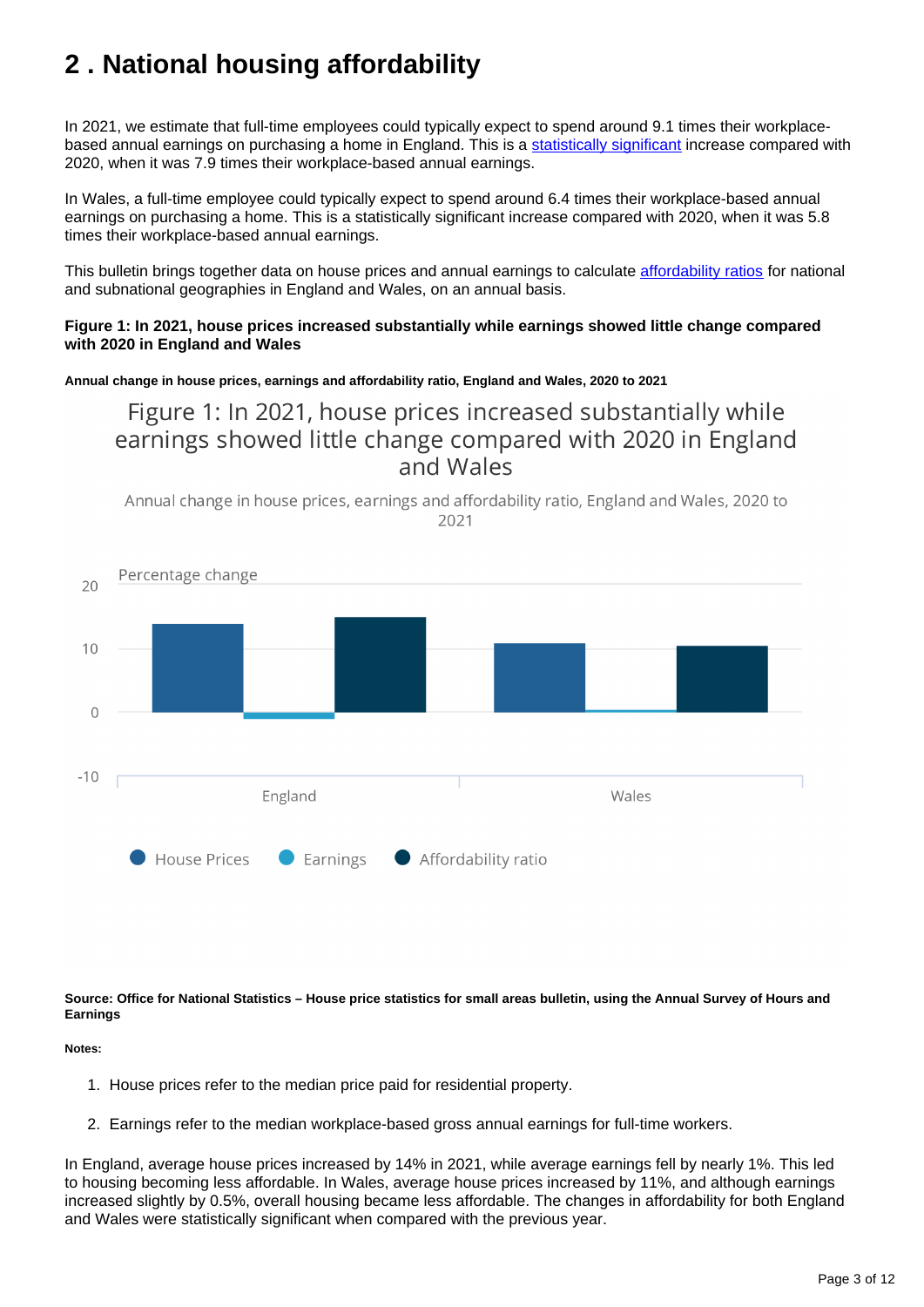# 2 . National housing affordability

In 2021, we estimate that full-time employees could typically expect to spend around 9.1 times their workplace-based annual earnings on purchasing a home in England. This is a statistically significant increase compared with 2020, when it was 7.9 times their workplace-based annual earnings.

In Wales, a full-time employee could typically expect to spend around 6.4 times their workplace-based annual earnings on purchasing a home. This is a statistically significant increase compared with 2020, when it was 5.8 times their workplace-based annual earnings.

This bulletin brings together data on house prices and annual earnings to calculate affordability ratios for national and subnational geographies in England and Wales, on an annual basis.

**Figure 1: In 2021, house prices increased substantially while earnings showed little change compared with 2020 in England and Wales**

**Annual change in house prices, earnings and affordability ratio, England and Wales, 2020 to 2021**

Figure 1: In 2021, house prices increased substantially while earnings showed little change compared with 2020 in England and Wales

Annual change in house prices, earnings and affordability ratio, England and Wales, 2020 to 2021

Percentage change

England, Wales

House Prices, Earnings, Affordability ratio

**Source: Office for National Statistics – House price statistics for small areas bulletin, using the Annual Survey of Hours and Earnings**

**Notes:**

1. House prices refer to the median price paid for residential property.
2. Earnings refer to the median workplace-based gross annual earnings for full-time workers.

In England, average house prices increased by 14% in 2021, while average earnings fell by nearly 1%. This led to housing becoming less affordable. In Wales, average house prices increased by 11%, and although earnings increased slightly by 0.5%, overall housing became less affordable. The changes in affordability for both England and Wales were statistically significant when compared with the previous year.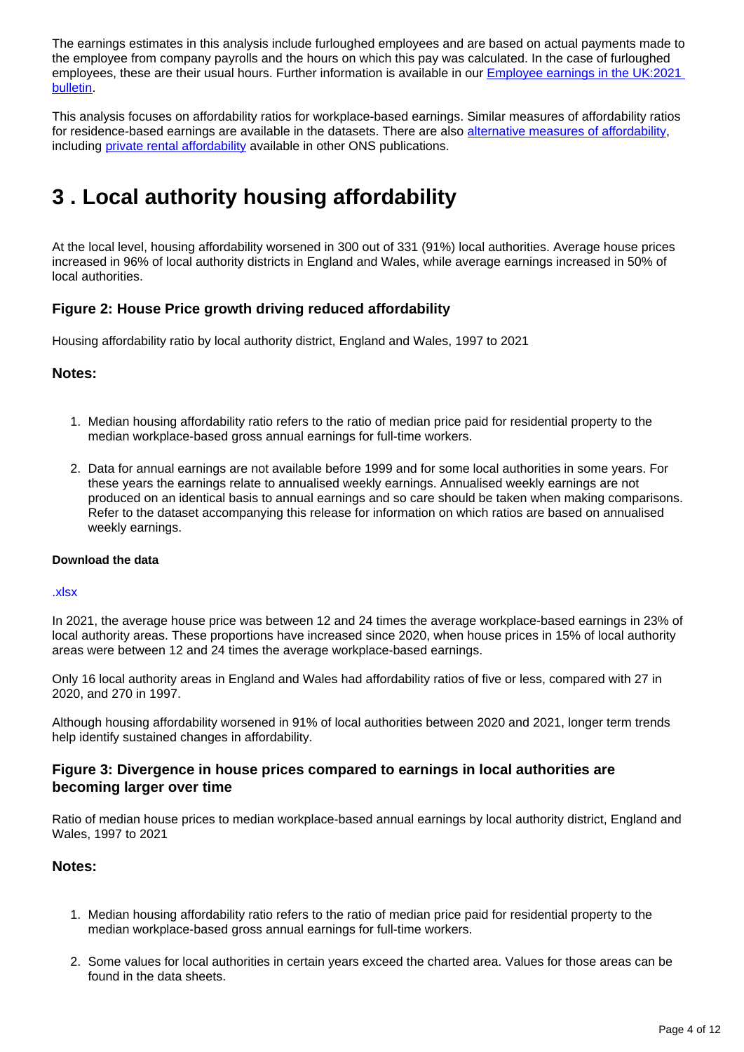The earnings estimates in this analysis include furloughed employees and are based on actual payments made to the employee from company payrolls and the hours on which this pay was calculated. In the case of furloughed employees, these are their usual hours. Further information is available in our [Employee earnings in the UK:2021 bulletin](#).

This analysis focuses on affordability ratios for workplace-based earnings. Similar measures of affordability ratios for residence-based earnings are available in the datasets. There are also [alternative measures of affordability](#), including [private rental affordability](#) available in other ONS publications.

# 3 . Local authority housing affordability

At the local level, housing affordability worsened in 300 out of 331 (91%) local authorities. Average house prices increased in 96% of local authority districts in England and Wales, while average earnings increased in 50% of local authorities.

### Figure 2: House Price growth driving reduced affordability

Housing affordability ratio by local authority district, England and Wales, 1997 to 2021

### Notes:

1. Median housing affordability ratio refers to the ratio of median price paid for residential property to the median workplace-based gross annual earnings for full-time workers.

2. Data for annual earnings are not available before 1999 and for some local authorities in some years. For these years the earnings relate to annualised weekly earnings. Annualised weekly earnings are not produced on an identical basis to annual earnings and so care should be taken when making comparisons. Refer to the dataset accompanying this release for information on which ratios are based on annualised weekly earnings.

**Download the data**

[.xlsx](#)

In 2021, the average house price was between 12 and 24 times the average workplace-based earnings in 23% of local authority areas. These proportions have increased since 2020, when house prices in 15% of local authority areas were between 12 and 24 times the average workplace-based earnings.

Only 16 local authority areas in England and Wales had affordability ratios of five or less, compared with 27 in 2020, and 270 in 1997.

Although housing affordability worsened in 91% of local authorities between 2020 and 2021, longer term trends help identify sustained changes in affordability.

### Figure 3: Divergence in house prices compared to earnings in local authorities are becoming larger over time

Ratio of median house prices to median workplace-based annual earnings by local authority district, England and Wales, 1997 to 2021

### Notes:

1. Median housing affordability ratio refers to the ratio of median price paid for residential property to the median workplace-based gross annual earnings for full-time workers.

2. Some values for local authorities in certain years exceed the charted area. Values for those areas can be found in the data sheets.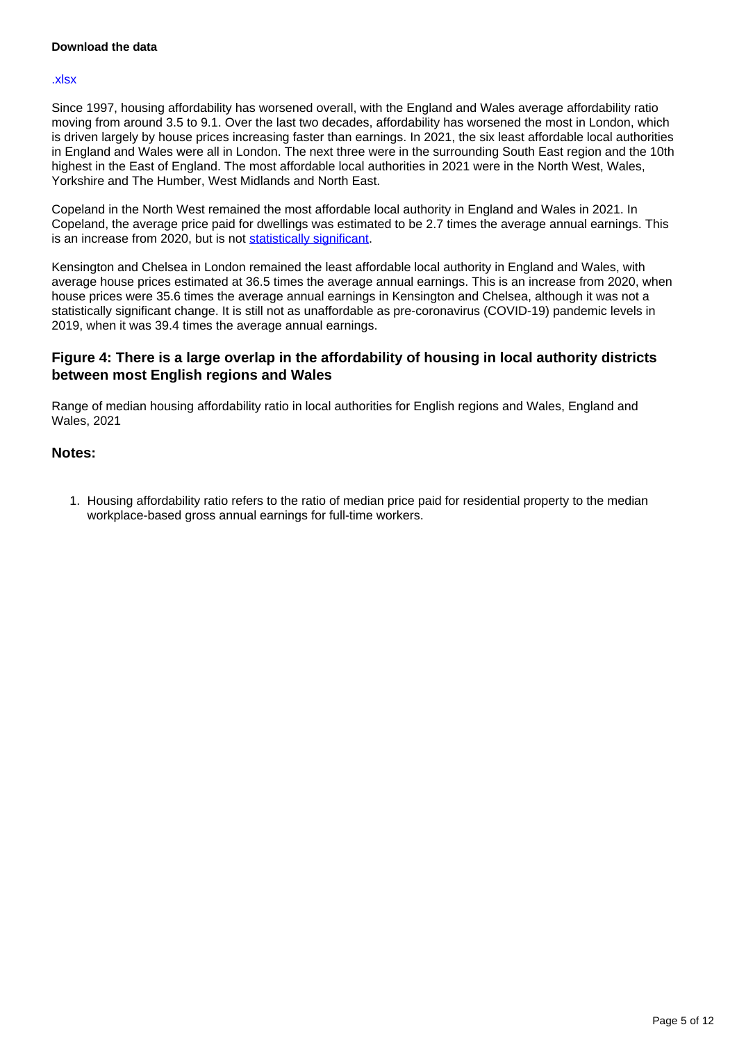**Download the data**

.xlsx

Since 1997, housing affordability has worsened overall, with the England and Wales average affordability ratio moving from around 3.5 to 9.1. Over the last two decades, affordability has worsened the most in London, which is driven largely by house prices increasing faster than earnings. In 2021, the six least affordable local authorities in England and Wales were all in London. The next three were in the surrounding South East region and the 10th highest in the East of England. The most affordable local authorities in 2021 were in the North West, Wales, Yorkshire and The Humber, West Midlands and North East.

Copeland in the North West remained the most affordable local authority in England and Wales in 2021. In Copeland, the average price paid for dwellings was estimated to be 2.7 times the average annual earnings. This is an increase from 2020, but is not statistically significant.

Kensington and Chelsea in London remained the least affordable local authority in England and Wales, with average house prices estimated at 36.5 times the average annual earnings. This is an increase from 2020, when house prices were 35.6 times the average annual earnings in Kensington and Chelsea, although it was not a statistically significant change. It is still not as unaffordable as pre-coronavirus (COVID-19) pandemic levels in 2019, when it was 39.4 times the average annual earnings.

### Figure 4: There is a large overlap in the affordability of housing in local authority districts between most English regions and Wales

Range of median housing affordability ratio in local authorities for English regions and Wales, England and Wales, 2021

### Notes:

1. Housing affordability ratio refers to the ratio of median price paid for residential property to the median workplace-based gross annual earnings for full-time workers.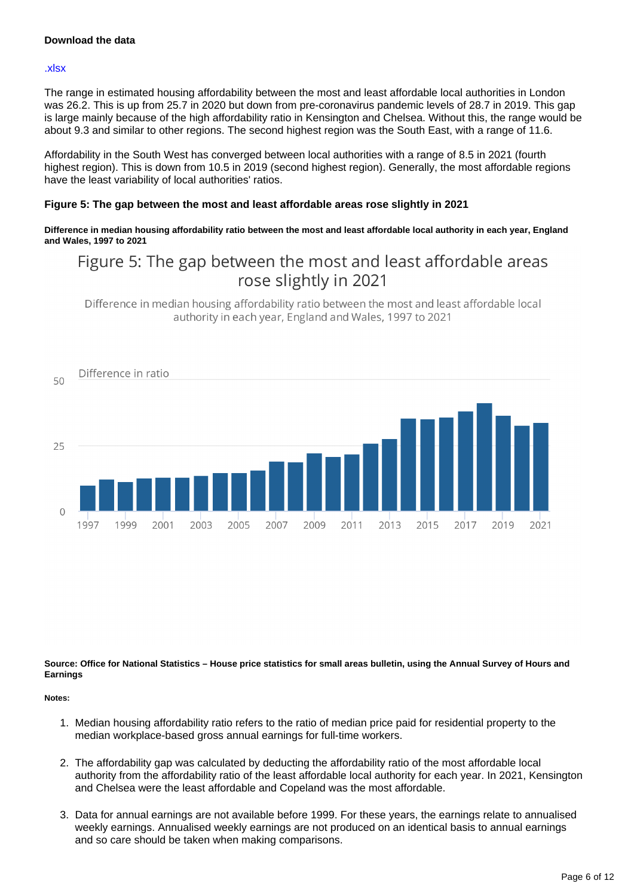**Download the data**

.xlsx

The range in estimated housing affordability between the most and least affordable local authorities in London was 26.2. This is up from 25.7 in 2020 but down from pre-coronavirus pandemic levels of 28.7 in 2019. This gap is large mainly because of the high affordability ratio in Kensington and Chelsea. Without this, the range would be about 9.3 and similar to other regions. The second highest region was the South East, with a range of 11.6.

Affordability in the South West has converged between local authorities with a range of 8.5 in 2021 (fourth highest region). This is down from 10.5 in 2019 (second highest region). Generally, the most affordable regions have the least variability of local authorities' ratios.

### Figure 5: The gap between the most and least affordable areas rose slightly in 2021

**Difference in median housing affordability ratio between the most and least affordable local authority in each year, England and Wales, 1997 to 2021**

**Source: Office for National Statistics – House price statistics for small areas bulletin, using the Annual Survey of Hours and Earnings**

**Notes:**

1. Median housing affordability ratio refers to the ratio of median price paid for residential property to the median workplace-based gross annual earnings for full-time workers.
2. The affordability gap was calculated by deducting the affordability ratio of the most affordable local authority from the affordability ratio of the least affordable local authority for each year. In 2021, Kensington and Chelsea were the least affordable and Copeland was the most affordable.
3. Data for annual earnings are not available before 1999. For these years, the earnings relate to annualised weekly earnings. Annualised weekly earnings are not produced on an identical basis to annual earnings and so care should be taken when making comparisons.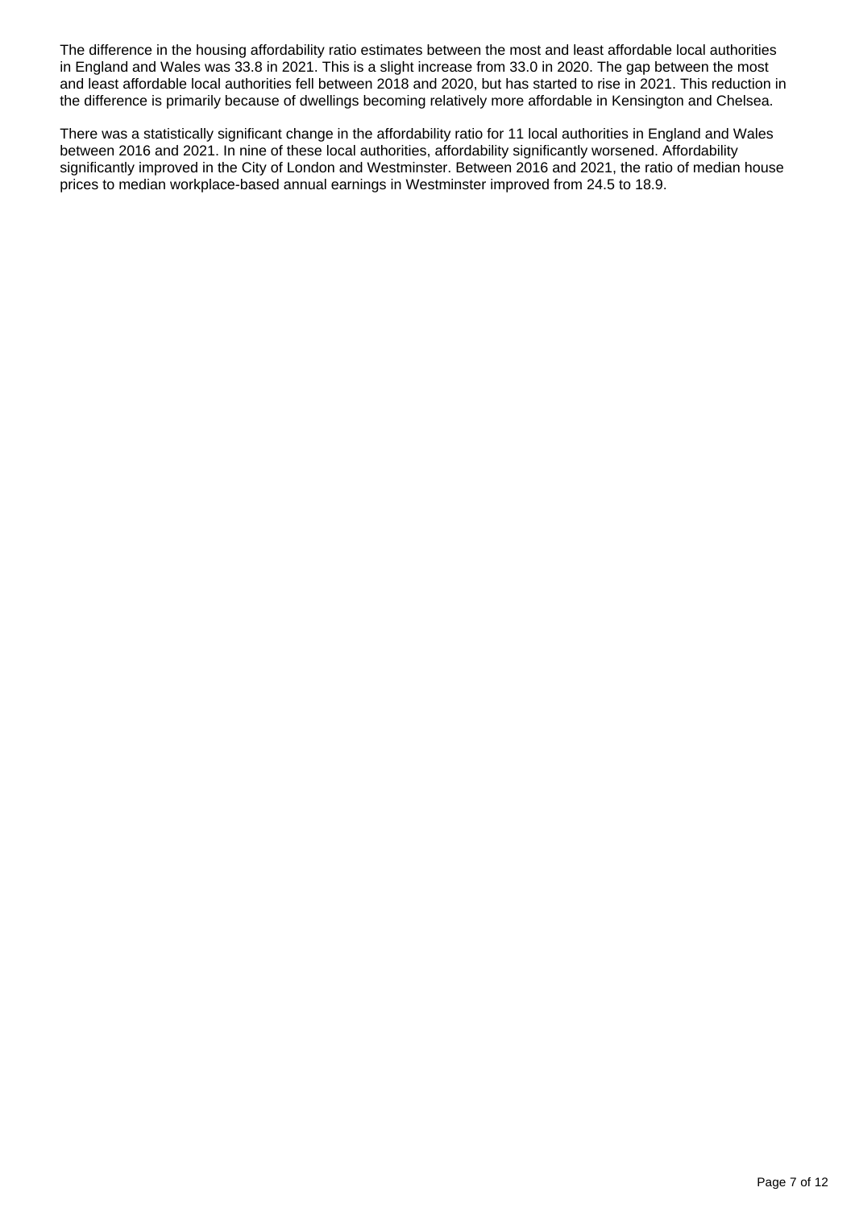The difference in the housing affordability ratio estimates between the most and least affordable local authorities in England and Wales was 33.8 in 2021. This is a slight increase from 33.0 in 2020. The gap between the most and least affordable local authorities fell between 2018 and 2020, but has started to rise in 2021. This reduction in the difference is primarily because of dwellings becoming relatively more affordable in Kensington and Chelsea.

There was a statistically significant change in the affordability ratio for 11 local authorities in England and Wales between 2016 and 2021. In nine of these local authorities, affordability significantly worsened. Affordability significantly improved in the City of London and Westminster. Between 2016 and 2021, the ratio of median house prices to median workplace-based annual earnings in Westminster improved from 24.5 to 18.9.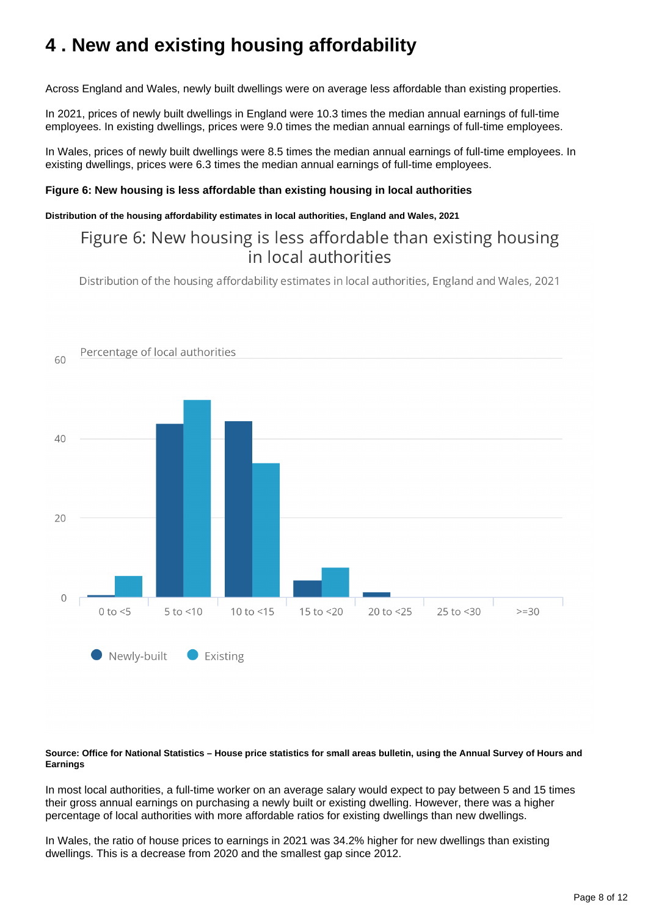# 4 . New and existing housing affordability

Across England and Wales, newly built dwellings were on average less affordable than existing properties.

In 2021, prices of newly built dwellings in England were 10.3 times the median annual earnings of full-time employees. In existing dwellings, prices were 9.0 times the median annual earnings of full-time employees.

In Wales, prices of newly built dwellings were 8.5 times the median annual earnings of full-time employees. In existing dwellings, prices were 6.3 times the median annual earnings of full-time employees.

**Figure 6: New housing is less affordable than existing housing in local authorities**

**Distribution of the housing affordability estimates in local authorities, England and Wales, 2021**

Figure 6: New housing is less affordable than existing housing in local authorities

Distribution of the housing affordability estimates in local authorities, England and Wales, 2021

Percentage of local authorities

0 to <5, 5 to <10, 10 to <15, 15 to <20, 20 to <25, 25 to <30, >=30

Newly-built, Existing

**Source: Office for National Statistics – House price statistics for small areas bulletin, using the Annual Survey of Hours and Earnings**

In most local authorities, a full-time worker on an average salary would expect to pay between 5 and 15 times their gross annual earnings on purchasing a newly built or existing dwelling. However, there was a higher percentage of local authorities with more affordable ratios for existing dwellings than new dwellings.

In Wales, the ratio of house prices to earnings in 2021 was 34.2% higher for new dwellings than existing dwellings. This is a decrease from 2020 and the smallest gap since 2012.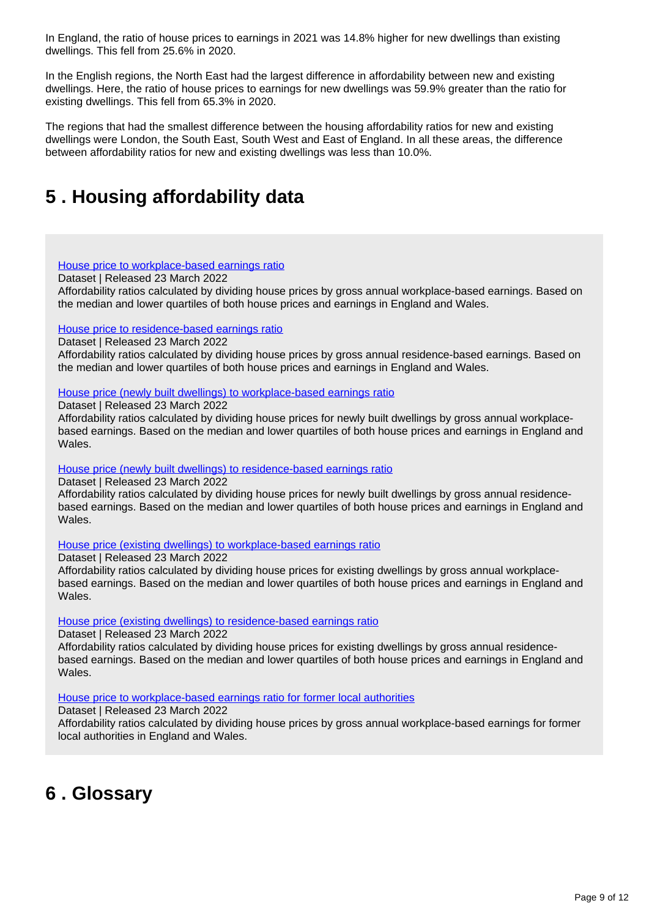In England, the ratio of house prices to earnings in 2021 was 14.8% higher for new dwellings than existing dwellings. This fell from 25.6% in 2020.

In the English regions, the North East had the largest difference in affordability between new and existing dwellings. Here, the ratio of house prices to earnings for new dwellings was 59.9% greater than the ratio for existing dwellings. This fell from 65.3% in 2020.

The regions that had the smallest difference between the housing affordability ratios for new and existing dwellings were London, the South East, South West and East of England. In all these areas, the difference between affordability ratios for new and existing dwellings was less than 10.0%.

## 5 . Housing affordability data

House price to workplace-based earnings ratio
Dataset | Released 23 March 2022
Affordability ratios calculated by dividing house prices by gross annual workplace-based earnings. Based on the median and lower quartiles of both house prices and earnings in England and Wales.

House price to residence-based earnings ratio
Dataset | Released 23 March 2022
Affordability ratios calculated by dividing house prices by gross annual residence-based earnings. Based on the median and lower quartiles of both house prices and earnings in England and Wales.

House price (newly built dwellings) to workplace-based earnings ratio
Dataset | Released 23 March 2022
Affordability ratios calculated by dividing house prices for newly built dwellings by gross annual workplace-based earnings. Based on the median and lower quartiles of both house prices and earnings in England and Wales.

House price (newly built dwellings) to residence-based earnings ratio
Dataset | Released 23 March 2022
Affordability ratios calculated by dividing house prices for newly built dwellings by gross annual residence-based earnings. Based on the median and lower quartiles of both house prices and earnings in England and Wales.

House price (existing dwellings) to workplace-based earnings ratio
Dataset | Released 23 March 2022
Affordability ratios calculated by dividing house prices for existing dwellings by gross annual workplace-based earnings. Based on the median and lower quartiles of both house prices and earnings in England and Wales.

House price (existing dwellings) to residence-based earnings ratio
Dataset | Released 23 March 2022
Affordability ratios calculated by dividing house prices for existing dwellings by gross annual residence-based earnings. Based on the median and lower quartiles of both house prices and earnings in England and Wales.

House price to workplace-based earnings ratio for former local authorities
Dataset | Released 23 March 2022
Affordability ratios calculated by dividing house prices by gross annual workplace-based earnings for former local authorities in England and Wales.

## 6 . Glossary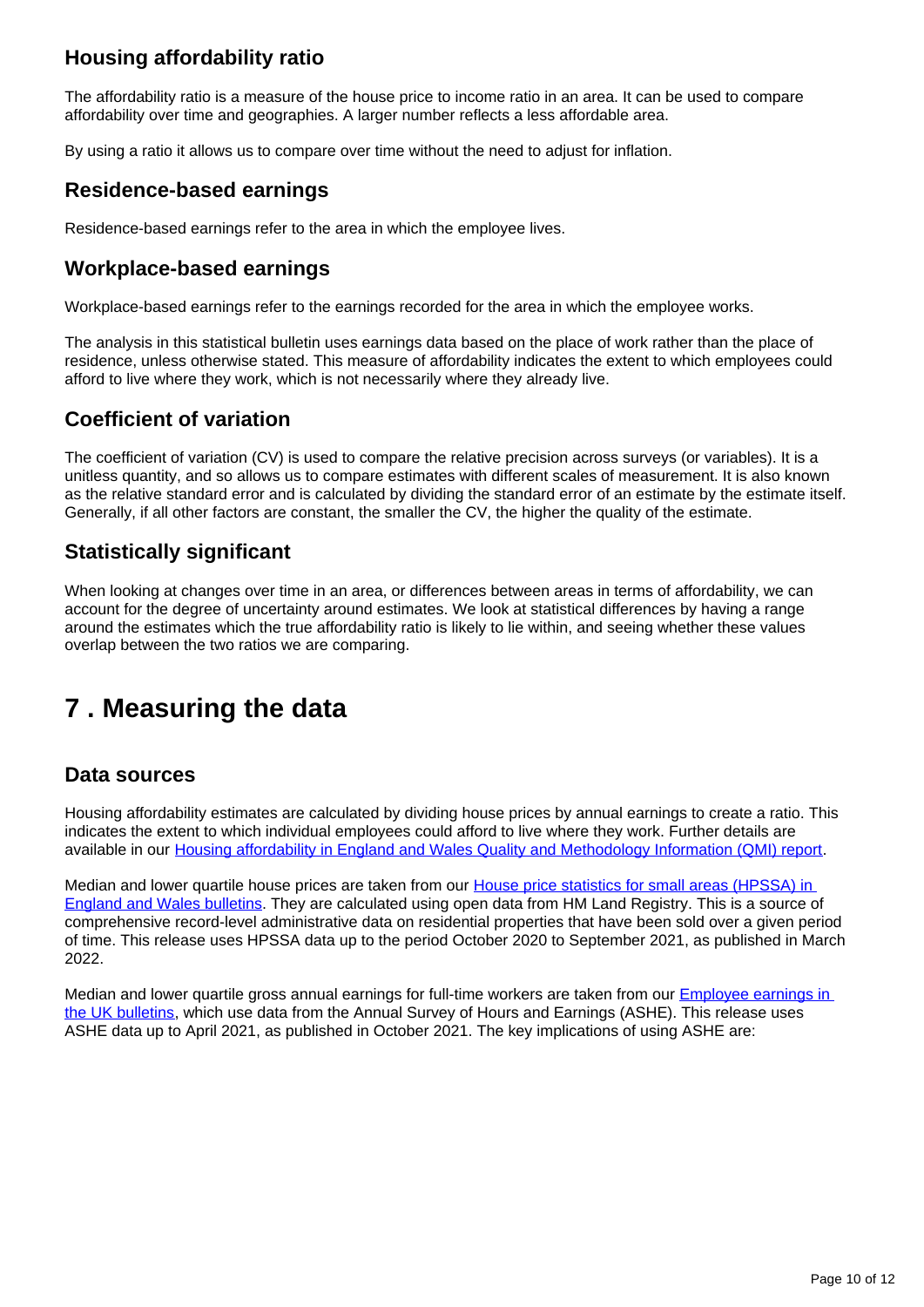### Housing affordability ratio

The affordability ratio is a measure of the house price to income ratio in an area. It can be used to compare affordability over time and geographies. A larger number reflects a less affordable area.

By using a ratio it allows us to compare over time without the need to adjust for inflation.

### Residence-based earnings

Residence-based earnings refer to the area in which the employee lives.

### Workplace-based earnings

Workplace-based earnings refer to the earnings recorded for the area in which the employee works.

The analysis in this statistical bulletin uses earnings data based on the place of work rather than the place of residence, unless otherwise stated. This measure of affordability indicates the extent to which employees could afford to live where they work, which is not necessarily where they already live.

### Coefficient of variation

The coefficient of variation (CV) is used to compare the relative precision across surveys (or variables). It is a unitless quantity, and so allows us to compare estimates with different scales of measurement. It is also known as the relative standard error and is calculated by dividing the standard error of an estimate by the estimate itself. Generally, if all other factors are constant, the smaller the CV, the higher the quality of the estimate.

### Statistically significant

When looking at changes over time in an area, or differences between areas in terms of affordability, we can account for the degree of uncertainty around estimates. We look at statistical differences by having a range around the estimates which the true affordability ratio is likely to lie within, and seeing whether these values overlap between the two ratios we are comparing.

## 7 . Measuring the data

### Data sources

Housing affordability estimates are calculated by dividing house prices by annual earnings to create a ratio. This indicates the extent to which individual employees could afford to live where they work. Further details are available in our [Housing affordability in England and Wales Quality and Methodology Information (QMI) report](#).

Median and lower quartile house prices are taken from our [House price statistics for small areas (HPSSA) in England and Wales bulletins](#). They are calculated using open data from HM Land Registry. This is a source of comprehensive record-level administrative data on residential properties that have been sold over a given period of time. This release uses HPSSA data up to the period October 2020 to September 2021, as published in March 2022.

Median and lower quartile gross annual earnings for full-time workers are taken from our [Employee earnings in the UK bulletins](#), which use data from the Annual Survey of Hours and Earnings (ASHE). This release uses ASHE data up to April 2021, as published in October 2021. The key implications of using ASHE are: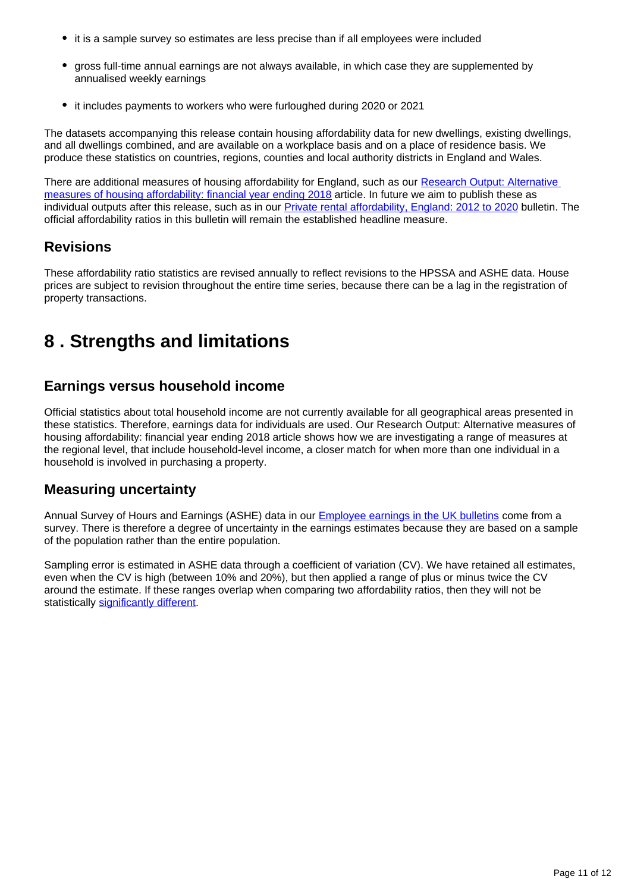- it is a sample survey so estimates are less precise than if all employees were included
- gross full-time annual earnings are not always available, in which case they are supplemented by annualised weekly earnings
- it includes payments to workers who were furloughed during 2020 or 2021

The datasets accompanying this release contain housing affordability data for new dwellings, existing dwellings, and all dwellings combined, and are available on a workplace basis and on a place of residence basis. We produce these statistics on countries, regions, counties and local authority districts in England and Wales.

There are additional measures of housing affordability for England, such as our Research Output: Alternative measures of housing affordability: financial year ending 2018 article. In future we aim to publish these as individual outputs after this release, such as in our Private rental affordability, England: 2012 to 2020 bulletin. The official affordability ratios in this bulletin will remain the established headline measure.

### Revisions

These affordability ratio statistics are revised annually to reflect revisions to the HPSSA and ASHE data. House prices are subject to revision throughout the entire time series, because there can be a lag in the registration of property transactions.

## 8 . Strengths and limitations

### Earnings versus household income

Official statistics about total household income are not currently available for all geographical areas presented in these statistics. Therefore, earnings data for individuals are used. Our Research Output: Alternative measures of housing affordability: financial year ending 2018 article shows how we are investigating a range of measures at the regional level, that include household-level income, a closer match for when more than one individual in a household is involved in purchasing a property.

### Measuring uncertainty

Annual Survey of Hours and Earnings (ASHE) data in our Employee earnings in the UK bulletins come from a survey. There is therefore a degree of uncertainty in the earnings estimates because they are based on a sample of the population rather than the entire population.

Sampling error is estimated in ASHE data through a coefficient of variation (CV). We have retained all estimates, even when the CV is high (between 10% and 20%), but then applied a range of plus or minus twice the CV around the estimate. If these ranges overlap when comparing two affordability ratios, then they will not be statistically significantly different.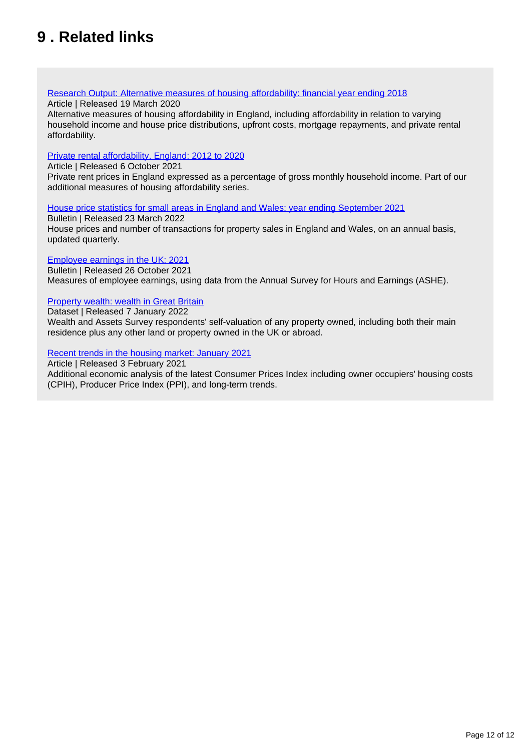## 9 . Related links

[Research Output: Alternative measures of housing affordability: financial year ending 2018]
Article | Released 19 March 2020
Alternative measures of housing affordability in England, including affordability in relation to varying household income and house price distributions, upfront costs, mortgage repayments, and private rental affordability.

[Private rental affordability, England: 2012 to 2020]
Article | Released 6 October 2021
Private rent prices in England expressed as a percentage of gross monthly household income. Part of our additional measures of housing affordability series.

[House price statistics for small areas in England and Wales: year ending September 2021]
Bulletin | Released 23 March 2022
House prices and number of transactions for property sales in England and Wales, on an annual basis, updated quarterly.

[Employee earnings in the UK: 2021]
Bulletin | Released 26 October 2021
Measures of employee earnings, using data from the Annual Survey for Hours and Earnings (ASHE).

[Property wealth: wealth in Great Britain]
Dataset | Released 7 January 2022
Wealth and Assets Survey respondents' self-valuation of any property owned, including both their main residence plus any other land or property owned in the UK or abroad.

[Recent trends in the housing market: January 2021]
Article | Released 3 February 2021
Additional economic analysis of the latest Consumer Prices Index including owner occupiers' housing costs (CPIH), Producer Price Index (PPI), and long-term trends.